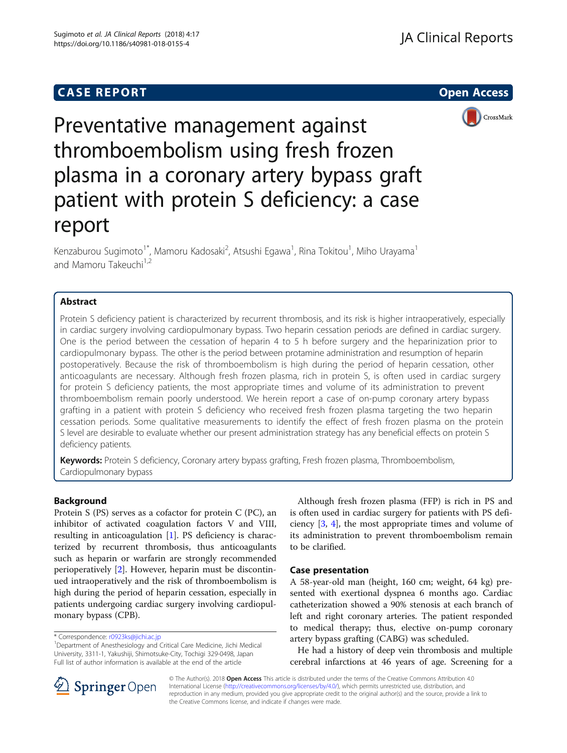CASE REPORT

Open Access

# Preventative management against thromboembolism using fresh frozen plasma in a coronary artery bypass graft patient with protein S deficiency: a case report

Kenzaburou Sugimoto[1*], Mamoru Kadosaki[2], Atsushi Egawa[1], Rina Tokitou[1], Miho Urayama[1] and Mamoru Takeuchi[1,2]

## Abstract

Protein S deficiency patient is characterized by recurrent thrombosis, and its risk is higher intraoperatively, especially in cardiac surgery involving cardiopulmonary bypass. Two heparin cessation periods are defined in cardiac surgery. One is the period between the cessation of heparin 4 to 5 h before surgery and the heparinization prior to cardiopulmonary bypass. The other is the period between protamine administration and resumption of heparin postoperatively. Because the risk of thromboembolism is high during the period of heparin cessation, other anticoagulants are necessary. Although fresh frozen plasma, rich in protein S, is often used in cardiac surgery for protein S deficiency patients, the most appropriate times and volume of its administration to prevent thromboembolism remain poorly understood. We herein report a case of on-pump coronary artery bypass grafting in a patient with protein S deficiency who received fresh frozen plasma targeting the two heparin cessation periods. Some qualitative measurements to identify the effect of fresh frozen plasma on the protein S level are desirable to evaluate whether our present administration strategy has any beneficial effects on protein S deficiency patients.

**Keywords:** Protein S deficiency, Coronary artery bypass grafting, Fresh frozen plasma, Thromboembolism, Cardiopulmonary bypass

## Background

Protein S (PS) serves as a cofactor for protein C (PC), an inhibitor of activated coagulation factors V and VIII, resulting in anticoagulation [1]. PS deficiency is characterized by recurrent thrombosis, thus anticoagulants such as heparin or warfarin are strongly recommended perioperatively [2]. However, heparin must be discontinued intraoperatively and the risk of thromboembolism is high during the period of heparin cessation, especially in patients undergoing cardiac surgery involving cardiopulmonary bypass (CPB).

Although fresh frozen plasma (FFP) is rich in PS and is often used in cardiac surgery for patients with PS deficiency [3, 4], the most appropriate times and volume of its administration to prevent thromboembolism remain to be clarified.

## Case presentation

A 58-year-old man (height, 160 cm; weight, 64 kg) presented with exertional dyspnea 6 months ago. Cardiac catheterization showed a 90% stenosis at each branch of left and right coronary arteries. The patient responded to medical therapy; thus, elective on-pump coronary artery bypass grafting (CABG) was scheduled.

He had a history of deep vein thrombosis and multiple cerebral infarctions at 46 years of age. Screening for a

\* Correspondence: r0923ks@jichi.ac.jp

[1]Department of Anesthesiology and Critical Care Medicine, Jichi Medical University, 3311-1, Yakushiji, Shimotsuke-City, Tochigi 329-0498, Japan

Full list of author information is available at the end of the article

© The Author(s). 2018 **Open Access** This article is distributed under the terms of the Creative Commons Attribution 4.0 International License (http://creativecommons.org/licenses/by/4.0/), which permits unrestricted use, distribution, and reproduction in any medium, provided you give appropriate credit to the original author(s) and the source, provide a link to the Creative Commons license, and indicate if changes were made.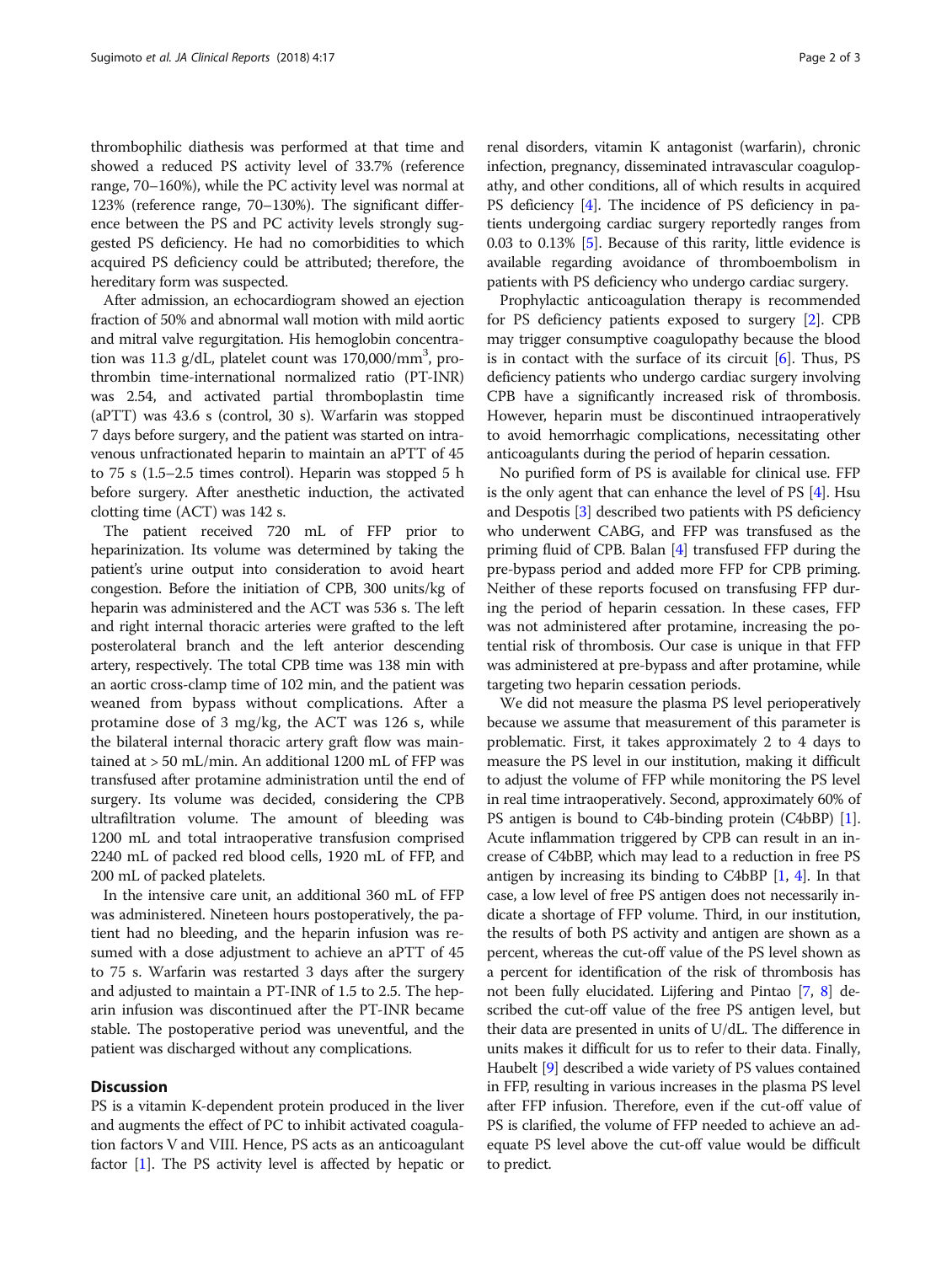thrombophilic diathesis was performed at that time and showed a reduced PS activity level of 33.7% (reference range, 70–160%), while the PC activity level was normal at 123% (reference range, 70–130%). The significant difference between the PS and PC activity levels strongly suggested PS deficiency. He had no comorbidities to which acquired PS deficiency could be attributed; therefore, the hereditary form was suspected.

After admission, an echocardiogram showed an ejection fraction of 50% and abnormal wall motion with mild aortic and mitral valve regurgitation. His hemoglobin concentration was 11.3 g/dL, platelet count was 170,000/mm$^3$, prothrombin time-international normalized ratio (PT-INR) was 2.54, and activated partial thromboplastin time (aPTT) was 43.6 s (control, 30 s). Warfarin was stopped 7 days before surgery, and the patient was started on intravenous unfractionated heparin to maintain an aPTT of 45 to 75 s (1.5–2.5 times control). Heparin was stopped 5 h before surgery. After anesthetic induction, the activated clotting time (ACT) was 142 s.

The patient received 720 mL of FFP prior to heparinization. Its volume was determined by taking the patient's urine output into consideration to avoid heart congestion. Before the initiation of CPB, 300 units/kg of heparin was administered and the ACT was 536 s. The left and right internal thoracic arteries were grafted to the left posterolateral branch and the left anterior descending artery, respectively. The total CPB time was 138 min with an aortic cross-clamp time of 102 min, and the patient was weaned from bypass without complications. After a protamine dose of 3 mg/kg, the ACT was 126 s, while the bilateral internal thoracic artery graft flow was maintained at > 50 mL/min. An additional 1200 mL of FFP was transfused after protamine administration until the end of surgery. Its volume was decided, considering the CPB ultrafiltration volume. The amount of bleeding was 1200 mL and total intraoperative transfusion comprised 2240 mL of packed red blood cells, 1920 mL of FFP, and 200 mL of packed platelets.

In the intensive care unit, an additional 360 mL of FFP was administered. Nineteen hours postoperatively, the patient had no bleeding, and the heparin infusion was resumed with a dose adjustment to achieve an aPTT of 45 to 75 s. Warfarin was restarted 3 days after the surgery and adjusted to maintain a PT-INR of 1.5 to 2.5. The heparin infusion was discontinued after the PT-INR became stable. The postoperative period was uneventful, and the patient was discharged without any complications.

## Discussion

PS is a vitamin K-dependent protein produced in the liver and augments the effect of PC to inhibit activated coagulation factors V and VIII. Hence, PS acts as an anticoagulant factor [1]. The PS activity level is affected by hepatic or renal disorders, vitamin K antagonist (warfarin), chronic infection, pregnancy, disseminated intravascular coagulopathy, and other conditions, all of which results in acquired PS deficiency [4]. The incidence of PS deficiency in patients undergoing cardiac surgery reportedly ranges from 0.03 to 0.13% [5]. Because of this rarity, little evidence is available regarding avoidance of thromboembolism in patients with PS deficiency who undergo cardiac surgery.

Prophylactic anticoagulation therapy is recommended for PS deficiency patients exposed to surgery [2]. CPB may trigger consumptive coagulopathy because the blood is in contact with the surface of its circuit [6]. Thus, PS deficiency patients who undergo cardiac surgery involving CPB have a significantly increased risk of thrombosis. However, heparin must be discontinued intraoperatively to avoid hemorrhagic complications, necessitating other anticoagulants during the period of heparin cessation.

No purified form of PS is available for clinical use. FFP is the only agent that can enhance the level of PS [4]. Hsu and Despotis [3] described two patients with PS deficiency who underwent CABG, and FFP was transfused as the priming fluid of CPB. Balan [4] transfused FFP during the pre-bypass period and added more FFP for CPB priming. Neither of these reports focused on transfusing FFP during the period of heparin cessation. In these cases, FFP was not administered after protamine, increasing the potential risk of thrombosis. Our case is unique in that FFP was administered at pre-bypass and after protamine, while targeting two heparin cessation periods.

We did not measure the plasma PS level perioperatively because we assume that measurement of this parameter is problematic. First, it takes approximately 2 to 4 days to measure the PS level in our institution, making it difficult to adjust the volume of FFP while monitoring the PS level in real time intraoperatively. Second, approximately 60% of PS antigen is bound to C4b-binding protein (C4bBP) [1]. Acute inflammation triggered by CPB can result in an increase of C4bBP, which may lead to a reduction in free PS antigen by increasing its binding to C4bBP [1, 4]. In that case, a low level of free PS antigen does not necessarily indicate a shortage of FFP volume. Third, in our institution, the results of both PS activity and antigen are shown as a percent, whereas the cut-off value of the PS level shown as a percent for identification of the risk of thrombosis has not been fully elucidated. Lijfering and Pintao [7, 8] described the cut-off value of the free PS antigen level, but their data are presented in units of U/dL. The difference in units makes it difficult for us to refer to their data. Finally, Haubelt [9] described a wide variety of PS values contained in FFP, resulting in various increases in the plasma PS level after FFP infusion. Therefore, even if the cut-off value of PS is clarified, the volume of FFP needed to achieve an adequate PS level above the cut-off value would be difficult to predict.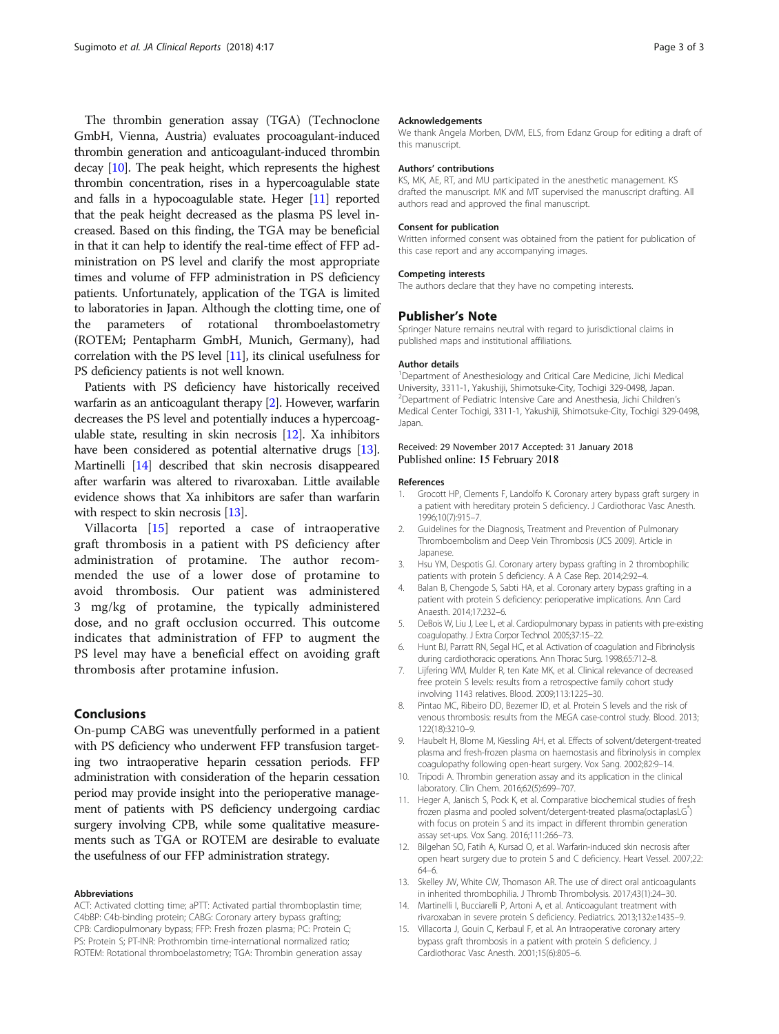The thrombin generation assay (TGA) (Technoclone GmbH, Vienna, Austria) evaluates procoagulant-induced thrombin generation and anticoagulant-induced thrombin decay [10]. The peak height, which represents the highest thrombin concentration, rises in a hypercoagulable state and falls in a hypocoagulable state. Heger [11] reported that the peak height decreased as the plasma PS level increased. Based on this finding, the TGA may be beneficial in that it can help to identify the real-time effect of FFP administration on PS level and clarify the most appropriate times and volume of FFP administration in PS deficiency patients. Unfortunately, application of the TGA is limited to laboratories in Japan. Although the clotting time, one of the parameters of rotational thromboelastometry (ROTEM; Pentapharm GmbH, Munich, Germany), had correlation with the PS level [11], its clinical usefulness for PS deficiency patients is not well known.

Patients with PS deficiency have historically received warfarin as an anticoagulant therapy [2]. However, warfarin decreases the PS level and potentially induces a hypercoagulable state, resulting in skin necrosis [12]. Xa inhibitors have been considered as potential alternative drugs [13]. Martinelli [14] described that skin necrosis disappeared after warfarin was altered to rivaroxaban. Little available evidence shows that Xa inhibitors are safer than warfarin with respect to skin necrosis [13].

Villacorta [15] reported a case of intraoperative graft thrombosis in a patient with PS deficiency after administration of protamine. The author recommended the use of a lower dose of protamine to avoid thrombosis. Our patient was administered 3 mg/kg of protamine, the typically administered dose, and no graft occlusion occurred. This outcome indicates that administration of FFP to augment the PS level may have a beneficial effect on avoiding graft thrombosis after protamine infusion.

## Conclusions

On-pump CABG was uneventfully performed in a patient with PS deficiency who underwent FFP transfusion targeting two intraoperative heparin cessation periods. FFP administration with consideration of the heparin cessation period may provide insight into the perioperative management of patients with PS deficiency undergoing cardiac surgery involving CPB, while some qualitative measurements such as TGA or ROTEM are desirable to evaluate the usefulness of our FFP administration strategy.

#### Abbreviations

ACT: Activated clotting time; aPTT: Activated partial thromboplastin time; C4bBP: C4b-binding protein; CABG: Coronary artery bypass grafting; CPB: Cardiopulmonary bypass; FFP: Fresh frozen plasma; PC: Protein C; PS: Protein S; PT-INR: Prothrombin time-international normalized ratio; ROTEM: Rotational thromboelastometry; TGA: Thrombin generation assay

#### Acknowledgements

We thank Angela Morben, DVM, ELS, from Edanz Group for editing a draft of this manuscript.

#### Authors' contributions

KS, MK, AE, RT, and MU participated in the anesthetic management. KS drafted the manuscript. MK and MT supervised the manuscript drafting. All authors read and approved the final manuscript.

#### Consent for publication

Written informed consent was obtained from the patient for publication of this case report and any accompanying images.

#### Competing interests

The authors declare that they have no competing interests.

## Publisher's Note

Springer Nature remains neutral with regard to jurisdictional claims in published maps and institutional affiliations.

#### Author details

[1]Department of Anesthesiology and Critical Care Medicine, Jichi Medical University, 3311-1, Yakushiji, Shimotsuke-City, Tochigi 329-0498, Japan. [2]Department of Pediatric Intensive Care and Anesthesia, Jichi Children's Medical Center Tochigi, 3311-1, Yakushiji, Shimotsuke-City, Tochigi 329-0498, Japan.

Received: 29 November 2017 Accepted: 31 January 2018
Published online: 15 February 2018

#### References

1. Grocott HP, Clements F, Landolfo K. Coronary artery bypass graft surgery in a patient with hereditary protein S deficiency. J Cardiothorac Vasc Anesth. 1996;10(7):915–7.
2. Guidelines for the Diagnosis, Treatment and Prevention of Pulmonary Thromboembolism and Deep Vein Thrombosis (JCS 2009). Article in Japanese.
3. Hsu YM, Despotis GJ. Coronary artery bypass grafting in 2 thrombophilic patients with protein S deficiency. A A Case Rep. 2014;2:92–4.
4. Balan B, Chengode S, Sabti HA, et al. Coronary artery bypass grafting in a patient with protein S deficiency: perioperative implications. Ann Card Anaesth. 2014;17:232–6.
5. DeBois W, Liu J, Lee L, et al. Cardiopulmonary bypass in patients with pre-existing coagulopathy. J Extra Corpor Technol. 2005;37:15–22.
6. Hunt BJ, Parratt RN, Segal HC, et al. Activation of coagulation and Fibrinolysis during cardiothoracic operations. Ann Thorac Surg. 1998;65:712–8.
7. Lijfering WM, Mulder R, ten Kate MK, et al. Clinical relevance of decreased free protein S levels: results from a retrospective family cohort study involving 1143 relatives. Blood. 2009;113:1225–30.
8. Pintao MC, Ribeiro DD, Bezemer ID, et al. Protein S levels and the risk of venous thrombosis: results from the MEGA case-control study. Blood. 2013;122(18):3210–9.
9. Haubelt H, Blome M, Kiessling AH, et al. Effects of solvent/detergent-treated plasma and fresh-frozen plasma on haemostasis and fibrinolysis in complex coagulopathy following open-heart surgery. Vox Sang. 2002;82:9–14.
10. Tripodi A. Thrombin generation assay and its application in the clinical laboratory. Clin Chem. 2016;62(5):699–707.
11. Heger A, Janisch S, Pock K, et al. Comparative biochemical studies of fresh frozen plasma and pooled solvent/detergent-treated plasma(octaplasLG®) with focus on protein S and its impact in different thrombin generation assay set-ups. Vox Sang. 2016;111:266–73.
12. Bilgehan SO, Fatih A, Kursad O, et al. Warfarin-induced skin necrosis after open heart surgery due to protein S and C deficiency. Heart Vessel. 2007;22:64–6.
13. Skelley JW, White CW, Thomason AR. The use of direct oral anticoagulants in inherited thrombophilia. J Thromb Thrombolysis. 2017;43(1):24–30.
14. Martinelli I, Bucciarelli P, Artoni A, et al. Anticoagulant treatment with rivaroxaban in severe protein S deficiency. Pediatrics. 2013;132:e1435–9.
15. Villacorta J, Gouin C, Kerbaul F, et al. An Intraoperative coronary artery bypass graft thrombosis in a patient with protein S deficiency. J Cardiothorac Vasc Anesth. 2001;15(6):805–6.